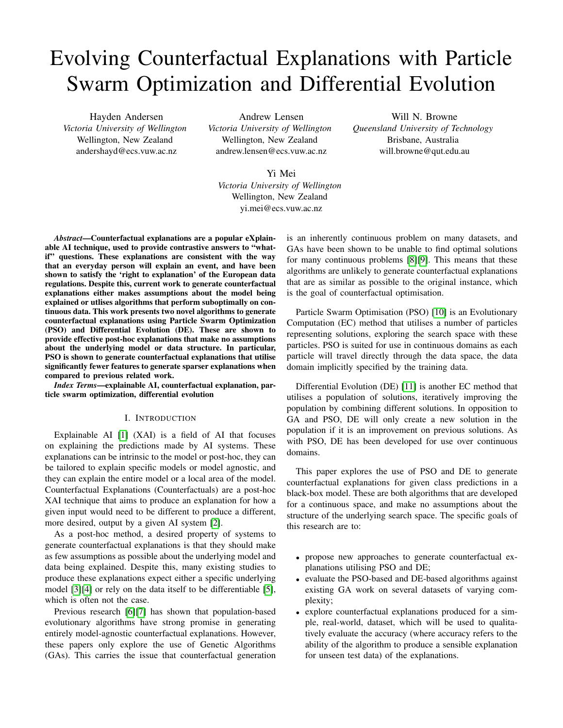# Evolving Counterfactual Explanations with Particle Swarm Optimization and Differential Evolution

Hayden Andersen
*Victoria University of Wellington*
Wellington, New Zealand
andershayd@ecs.vuw.ac.nz

Andrew Lensen
*Victoria University of Wellington*
Wellington, New Zealand
andrew.lensen@ecs.vuw.ac.nz

Will N. Browne
*Queensland University of Technology*
Brisbane, Australia
will.browne@qut.edu.au

Yi Mei
*Victoria University of Wellington*
Wellington, New Zealand
yi.mei@ecs.vuw.ac.nz

***Abstract*—Counterfactual explanations are a popular eXplainable AI technique, used to provide contrastive answers to "what-if" questions. These explanations are consistent with the way that an everyday person will explain an event, and have been shown to satisfy the 'right to explanation' of the European data regulations. Despite this, current work to generate counterfactual explanations either makes assumptions about the model being explained or utilises algorithms that perform suboptimally on continuous data. This work presents two novel algorithms to generate counterfactual explanations using Particle Swarm Optimization (PSO) and Differential Evolution (DE). These are shown to provide effective post-hoc explanations that make no assumptions about the underlying model or data structure. In particular, PSO is shown to generate counterfactual explanations that utilise significantly fewer features to generate sparser explanations when compared to previous related work.**

***Index Terms*—explainable AI, counterfactual explanation, particle swarm optimization, differential evolution**

## I. Introduction

Explainable AI [1] (XAI) is a field of AI that focuses on explaining the predictions made by AI systems. These explanations can be intrinsic to the model or post-hoc, they can be tailored to explain specific models or model agnostic, and they can explain the entire model or a local area of the model. Counterfactual Explanations (Counterfactuals) are a post-hoc XAI technique that aims to produce an explanation for how a given input would need to be different to produce a different, more desired, output by a given AI system [2].

As a post-hoc method, a desired property of systems to generate counterfactual explanations is that they should make as few assumptions as possible about the underlying model and data being explained. Despite this, many existing studies to produce these explanations expect either a specific underlying model [3][4] or rely on the data itself to be differentiable [5], which is often not the case.

Previous research [6][7] has shown that population-based evolutionary algorithms have strong promise in generating entirely model-agnostic counterfactual explanations. However, these papers only explore the use of Genetic Algorithms (GAs). This carries the issue that counterfactual generation is an inherently continuous problem on many datasets, and GAs have been shown to be unable to find optimal solutions for many continuous problems [8][9]. This means that these algorithms are unlikely to generate counterfactual explanations that are as similar as possible to the original instance, which is the goal of counterfactual optimisation.

Particle Swarm Optimisation (PSO) [10] is an Evolutionary Computation (EC) method that utilises a number of particles representing solutions, exploring the search space with these particles. PSO is suited for use in continuous domains as each particle will travel directly through the data space, the data domain implicitly specified by the training data.

Differential Evolution (DE) [11] is another EC method that utilises a population of solutions, iteratively improving the population by combining different solutions. In opposition to GA and PSO, DE will only create a new solution in the population if it is an improvement on previous solutions. As with PSO, DE has been developed for use over continuous domains.

This paper explores the use of PSO and DE to generate counterfactual explanations for given class predictions in a black-box model. These are both algorithms that are developed for a continuous space, and make no assumptions about the structure of the underlying search space. The specific goals of this research are to:

- propose new approaches to generate counterfactual explanations utilising PSO and DE;
- evaluate the PSO-based and DE-based algorithms against existing GA work on several datasets of varying complexity;
- explore counterfactual explanations produced for a simple, real-world, dataset, which will be used to qualitatively evaluate the accuracy (where accuracy refers to the ability of the algorithm to produce a sensible explanation for unseen test data) of the explanations.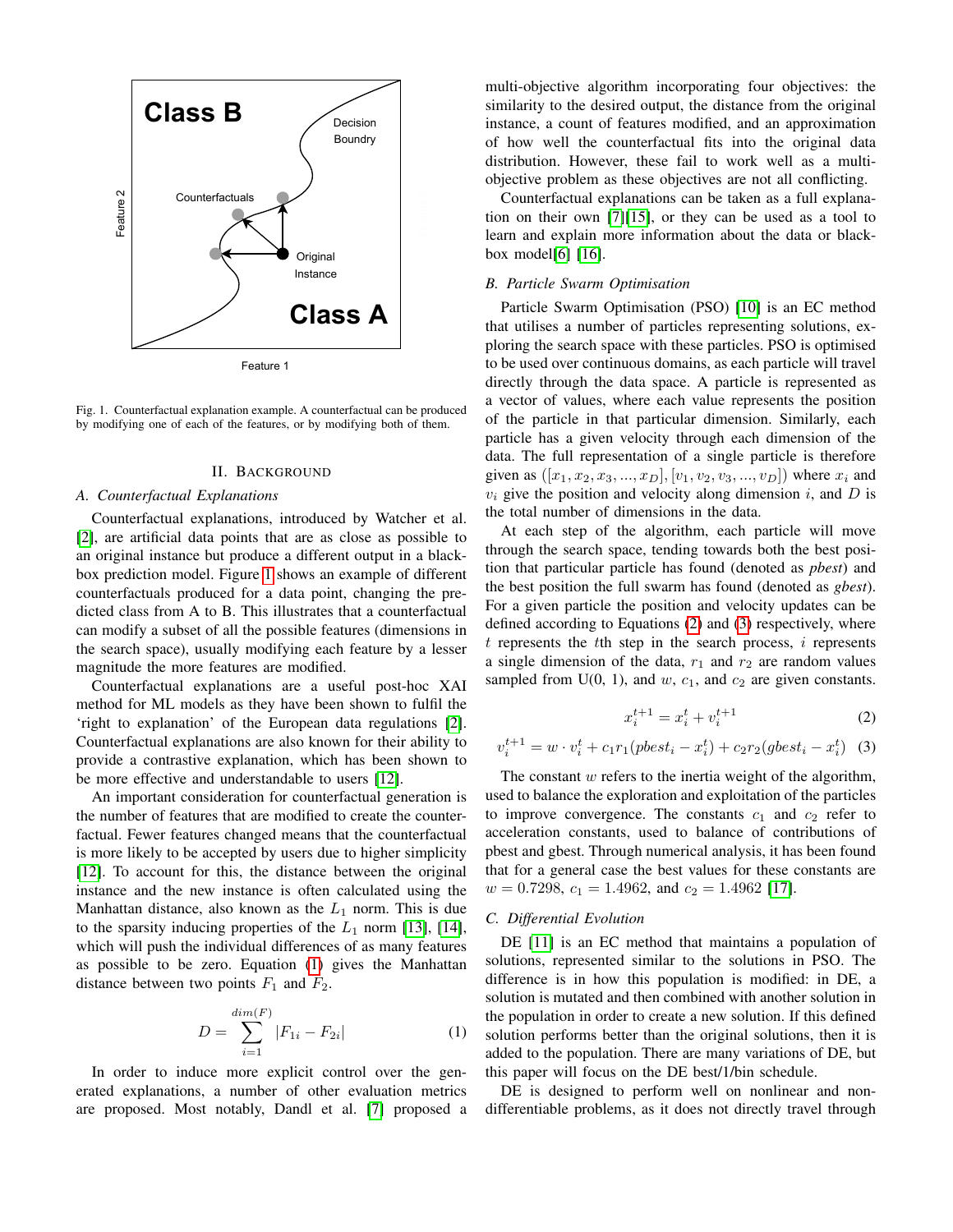Fig. 1. Counterfactual explanation example. A counterfactual can be produced by modifying one of each of the features, or by modifying both of them.

## II. Background

### A. Counterfactual Explanations

Counterfactual explanations, introduced by Watcher et al. [2], are artificial data points that are as close as possible to an original instance but produce a different output in a black-box prediction model. Figure 1 shows an example of different counterfactuals produced for a data point, changing the predicted class from A to B. This illustrates that a counterfactual can modify a subset of all the possible features (dimensions in the search space), usually modifying each feature by a lesser magnitude the more features are modified.

Counterfactual explanations are a useful post-hoc XAI method for ML models as they have been shown to fulfil the 'right to explanation' of the European data regulations [2]. Counterfactual explanations are also known for their ability to provide a contrastive explanation, which has been shown to be more effective and understandable to users [12].

An important consideration for counterfactual generation is the number of features that are modified to create the counterfactual. Fewer features changed means that the counterfactual is more likely to be accepted by users due to higher simplicity [12]. To account for this, the distance between the original instance and the new instance is often calculated using the Manhattan distance, also known as the $L_1$ norm. This is due to the sparsity inducing properties of the $L_1$ norm [13], [14], which will push the individual differences of as many features as possible to be zero. Equation (1) gives the Manhattan distance between two points $F_1$ and $F_2$.

$$D = \sum_{i=1}^{dim(F)} |F_{1i} - F_{2i}| \tag{1}$$

In order to induce more explicit control over the generated explanations, a number of other evaluation metrics are proposed. Most notably, Dandl et al. [7] proposed a multi-objective algorithm incorporating four objectives: the similarity to the desired output, the distance from the original instance, a count of features modified, and an approximation of how well the counterfactual fits into the original data distribution. However, these fail to work well as a multi-objective problem as these objectives are not all conflicting.

Counterfactual explanations can be taken as a full explanation on their own [7][15], or they can be used as a tool to learn and explain more information about the data or black-box model[6] [16].

### B. Particle Swarm Optimisation

Particle Swarm Optimisation (PSO) [10] is an EC method that utilises a number of particles representing solutions, exploring the search space with these particles. PSO is optimised to be used over continuous domains, as each particle will travel directly through the data space. A particle is represented as a vector of values, where each value represents the position of the particle in that particular dimension. Similarly, each particle has a given velocity through each dimension of the data. The full representation of a single particle is therefore given as $([x_1, x_2, x_3, ..., x_D], [v_1, v_2, v_3, ..., v_D])$ where $x_i$ and $v_i$ give the position and velocity along dimension $i$, and $D$ is the total number of dimensions in the data.

At each step of the algorithm, each particle will move through the search space, tending towards both the best position that particular particle has found (denoted as *pbest*) and the best position the full swarm has found (denoted as *gbest*). For a given particle the position and velocity updates can be defined according to Equations (2) and (3) respectively, where $t$ represents the $t$th step in the search process, $i$ represents a single dimension of the data, $r_1$ and $r_2$ are random values sampled from U(0, 1), and $w$, $c_1$, and $c_2$ are given constants.

$$x_i^{t+1} = x_i^t + v_i^{t+1} \tag{2}$$

$$v_i^{t+1} = w \cdot v_i^t + c_1 r_1 (pbest_i - x_i^t) + c_2 r_2 (gbest_i - x_i^t) \tag{3}$$

The constant $w$ refers to the inertia weight of the algorithm, used to balance the exploration and exploitation of the particles to improve convergence. The constants $c_1$ and $c_2$ refer to acceleration constants, used to balance of contributions of pbest and gbest. Through numerical analysis, it has been found that for a general case the best values for these constants are $w = 0.7298$, $c_1 = 1.4962$, and $c_2 = 1.4962$ [17].

### C. Differential Evolution

DE [11] is an EC method that maintains a population of solutions, represented similar to the solutions in PSO. The difference is in how this population is modified: in DE, a solution is mutated and then combined with another solution in the population in order to create a new solution. If this defined solution performs better than the original solutions, then it is added to the population. There are many variations of DE, but this paper will focus on the DE best/1/bin schedule.

DE is designed to perform well on nonlinear and non-differentiable problems, as it does not directly travel through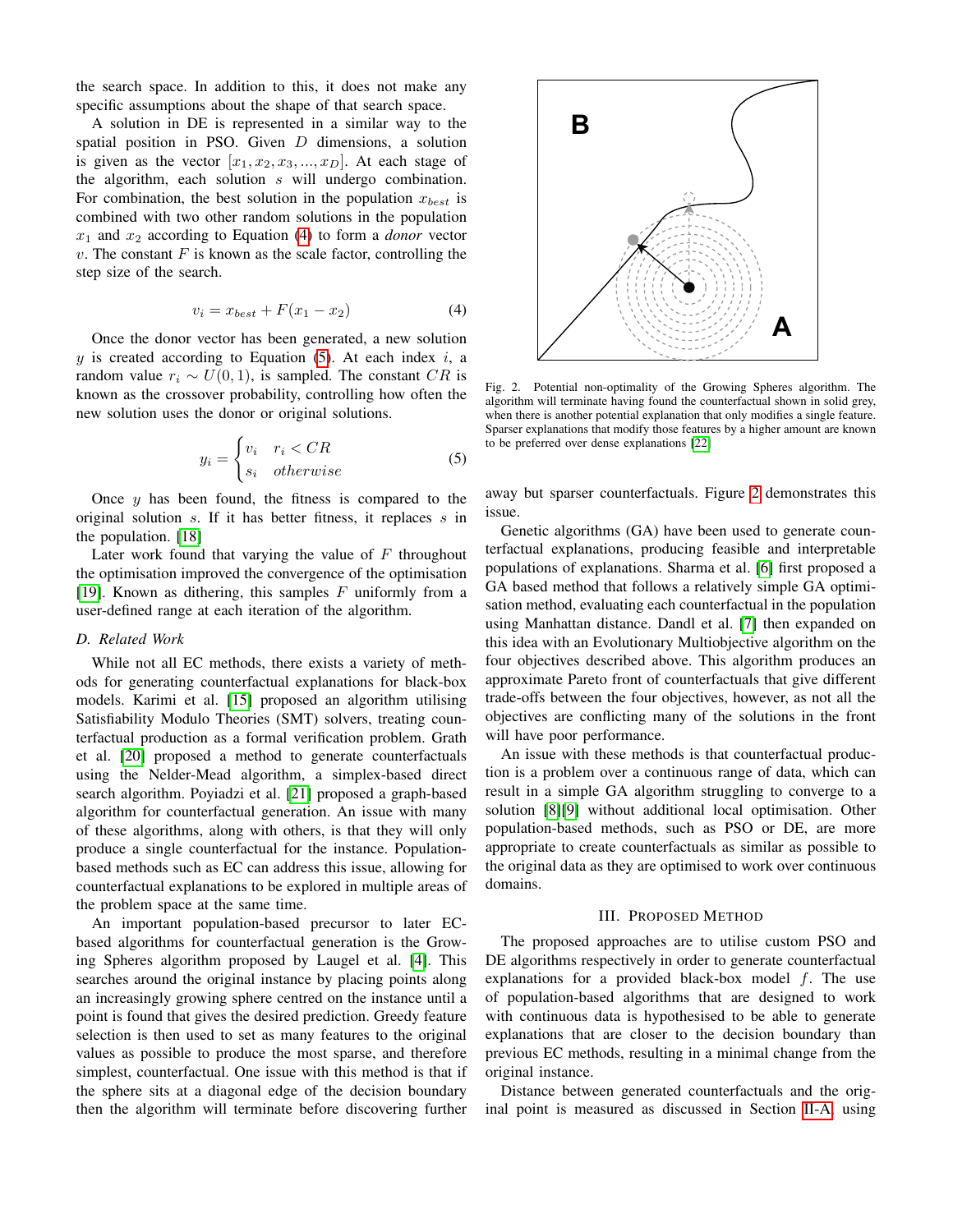the search space. In addition to this, it does not make any specific assumptions about the shape of that search space.

A solution in DE is represented in a similar way to the spatial position in PSO. Given $D$ dimensions, a solution is given as the vector $[x_1, x_2, x_3, ..., x_D]$. At each stage of the algorithm, each solution $s$ will undergo combination. For combination, the best solution in the population $x_{best}$ is combined with two other random solutions in the population $x_1$ and $x_2$ according to Equation (4) to form a *donor* vector $v$. The constant $F$ is known as the scale factor, controlling the step size of the search.

$$v_i = x_{best} + F(x_1 - x_2) \tag{4}$$

Once the donor vector has been generated, a new solution $y$ is created according to Equation (5). At each index $i$, a random value $r_i \sim U(0, 1)$, is sampled. The constant $CR$ is known as the crossover probability, controlling how often the new solution uses the donor or original solutions.

$$y_i = \begin{cases} v_i & r_i < CR \\ s_i & otherwise \end{cases} \tag{5}$$

Once $y$ has been found, the fitness is compared to the original solution $s$. If it has better fitness, it replaces $s$ in the population. [18]

Later work found that varying the value of $F$ throughout the optimisation improved the convergence of the optimisation [19]. Known as dithering, this samples $F$ uniformly from a user-defined range at each iteration of the algorithm.

### D. Related Work

While not all EC methods, there exists a variety of methods for generating counterfactual explanations for black-box models. Karimi et al. [15] proposed an algorithm utilising Satisfiability Modulo Theories (SMT) solvers, treating counterfactual production as a formal verification problem. Grath et al. [20] proposed a method to generate counterfactuals using the Nelder-Mead algorithm, a simplex-based direct search algorithm. Poyiadzi et al. [21] proposed a graph-based algorithm for counterfactual generation. An issue with many of these algorithms, along with others, is that they will only produce a single counterfactual for the instance. Population-based methods such as EC can address this issue, allowing for counterfactual explanations to be explored in multiple areas of the problem space at the same time.

An important population-based precursor to later EC-based algorithms for counterfactual generation is the Growing Spheres algorithm proposed by Laugel et al. [4]. This searches around the original instance by placing points along an increasingly growing sphere centred on the instance until a point is found that gives the desired prediction. Greedy feature selection is then used to set as many features to the original values as possible to produce the most sparse, and therefore simplest, counterfactual. One issue with this method is that if the sphere sits at a diagonal edge of the decision boundary then the algorithm will terminate before discovering further away but sparser counterfactuals. Figure 2 demonstrates this issue.

Fig. 2. Potential non-optimality of the Growing Spheres algorithm. The algorithm will terminate having found the counterfactual shown in solid grey, when there is another potential explanation that only modifies a single feature. Sparser explanations that modify those features by a higher amount are known to be preferred over dense explanations [22]

Genetic algorithms (GA) have been used to generate counterfactual explanations, producing feasible and interpretable populations of explanations. Sharma et al. [6] first proposed a GA based method that follows a relatively simple GA optimisation method, evaluating each counterfactual in the population using Manhattan distance. Dandl et al. [7] then expanded on this idea with an Evolutionary Multiobjective algorithm on the four objectives described above. This algorithm produces an approximate Pareto front of counterfactuals that give different trade-offs between the four objectives, however, as not all the objectives are conflicting many of the solutions in the front will have poor performance.

An issue with these methods is that counterfactual production is a problem over a continuous range of data, which can result in a simple GA algorithm struggling to converge to a solution [8][9] without additional local optimisation. Other population-based methods, such as PSO or DE, are more appropriate to create counterfactuals as similar as possible to the original data as they are optimised to work over continuous domains.

## III. Proposed Method

The proposed approaches are to utilise custom PSO and DE algorithms respectively in order to generate counterfactual explanations for a provided black-box model $f$. The use of population-based algorithms that are designed to work with continuous data is hypothesised to be able to generate explanations that are closer to the decision boundary than previous EC methods, resulting in a minimal change from the original instance.

Distance between generated counterfactuals and the original point is measured as discussed in Section II-A, using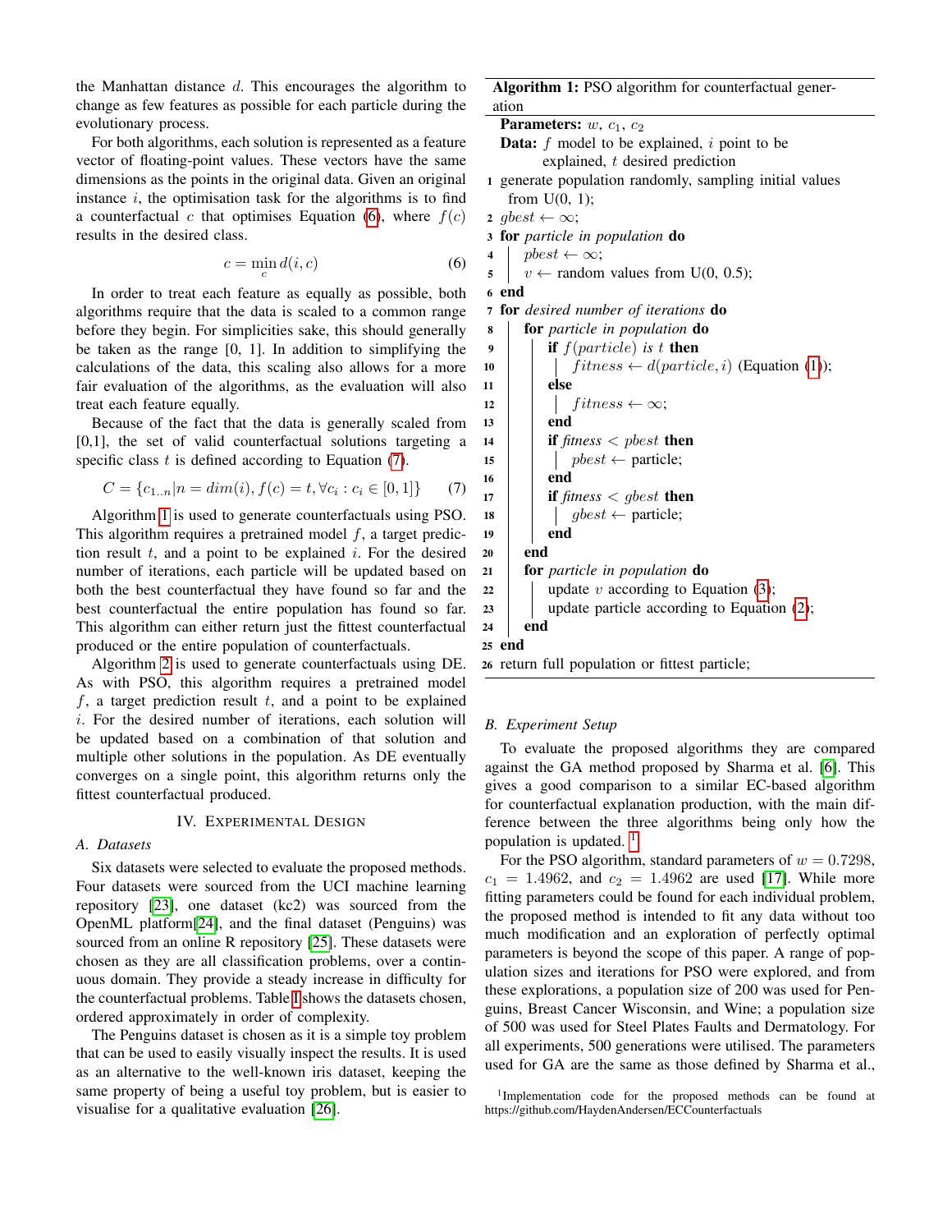the Manhattan distance $d$. This encourages the algorithm to change as few features as possible for each particle during the evolutionary process.

For both algorithms, each solution is represented as a feature vector of floating-point values. These vectors have the same dimensions as the points in the original data. Given an original instance $i$, the optimisation task for the algorithms is to find a counterfactual $c$ that optimises Equation (6), where $f(c)$ results in the desired class.

$$c = \min_{c} d(i, c) \tag{6}$$

In order to treat each feature as equally as possible, both algorithms require that the data is scaled to a common range before they begin. For simplicities sake, this should generally be taken as the range [0, 1]. In addition to simplifying the calculations of the data, this scaling also allows for a more fair evaluation of the algorithms, as the evaluation will also treat each feature equally.

Because of the fact that the data is generally scaled from [0,1], the set of valid counterfactual solutions targeting a specific class $t$ is defined according to Equation (7).

$$C = \{c_{1..n} | n = dim(i), f(c) = t, \forall c_i : c_i \in [0, 1]\} \tag{7}$$

Algorithm 1 is used to generate counterfactuals using PSO. This algorithm requires a pretrained model $f$, a target prediction result $t$, and a point to be explained $i$. For the desired number of iterations, each particle will be updated based on both the best counterfactual they have found so far and the best counterfactual the entire population has found so far. This algorithm can either return just the fittest counterfactual produced or the entire population of counterfactuals.

Algorithm 2 is used to generate counterfactuals using DE. As with PSO, this algorithm requires a pretrained model $f$, a target prediction result $t$, and a point to be explained $i$. For the desired number of iterations, each solution will be updated based on a combination of that solution and multiple other solutions in the population. As DE eventually converges on a single point, this algorithm returns only the fittest counterfactual produced.

## IV. Experimental Design

### A. Datasets

Six datasets were selected to evaluate the proposed methods. Four datasets were sourced from the UCI machine learning repository [23], one dataset (kc2) was sourced from the OpenML platform[24], and the final dataset (Penguins) was sourced from an online R repository [25]. These datasets were chosen as they are all classification problems, over a continuous domain. They provide a steady increase in difficulty for the counterfactual problems. Table I shows the datasets chosen, ordered approximately in order of complexity.

The Penguins dataset is chosen as it is a simple toy problem that can be used to easily visually inspect the results. It is used as an alternative to the well-known iris dataset, keeping the same property of being a useful toy problem, but is easier to visualise for a qualitative evaluation [26].

**Algorithm 1:** PSO algorithm for counterfactual generation

```
Parameters: w, c1, c2
Data: f model to be explained, i point to be
      explained, t desired prediction
1  generate population randomly, sampling initial values
   from U(0, 1);
2  gbest ← ∞;
3  for particle in population do
4      pbest ← ∞;
5      v ← random values from U(0, 0.5);
6  end
7  for desired number of iterations do
8      for particle in population do
9          if f(particle) is t then
10             fitness ← d(particle, i) (Equation (1));
11         else
12             fitness ← ∞;
13         end
14         if fitness < pbest then
15             pbest ← particle;
16         end
17         if fitness < gbest then
18             gbest ← particle;
19         end
20     end
21     for particle in population do
22         update v according to Equation (3);
23         update particle according to Equation (2);
24     end
25 end
26 return full population or fittest particle;
```

### B. Experiment Setup

To evaluate the proposed algorithms they are compared against the GA method proposed by Sharma et al. [6]. This gives a good comparison to a similar EC-based algorithm for counterfactual explanation production, with the main difference between the three algorithms being only how the population is updated. [1]

For the PSO algorithm, standard parameters of $w = 0.7298$, $c_1 = 1.4962$, and $c_2 = 1.4962$ are used [17]. While more fitting parameters could be found for each individual problem, the proposed method is intended to fit any data without too much modification and an exploration of perfectly optimal parameters is beyond the scope of this paper. A range of population sizes and iterations for PSO were explored, and from these explorations, a population size of 200 was used for Penguins, Breast Cancer Wisconsin, and Wine; a population size of 500 was used for Steel Plates Faults and Dermatology. For all experiments, 500 generations were utilised. The parameters used for GA are the same as those defined by Sharma et al.,

[1] Implementation code for the proposed methods can be found at https://github.com/HaydenAndersen/ECCounterfactuals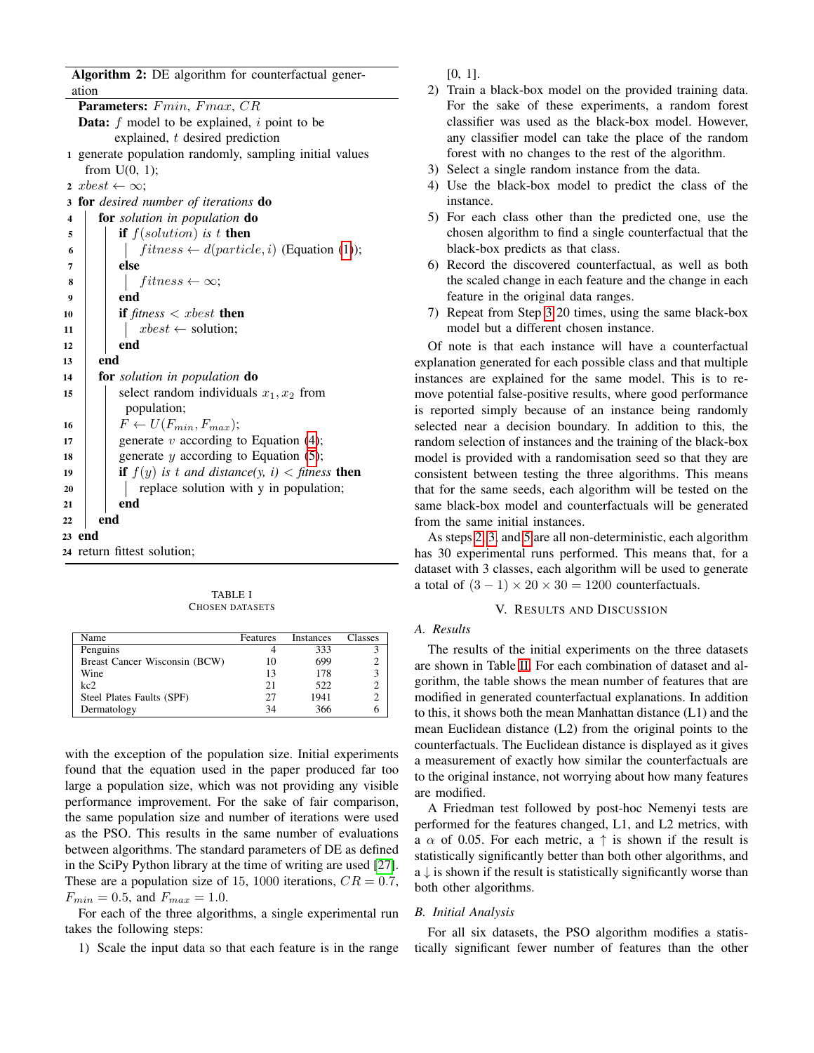**Algorithm 2:** DE algorithm for counterfactual generation

**Parameters:** $Fmin$, $Fmax$, $CR$

**Data:** $f$ model to be explained, $i$ point to be explained, $t$ desired prediction

```
1  generate population randomly, sampling initial values from U(0, 1);
2  xbest ← ∞;
3  for desired number of iterations do
4      for solution in population do
5          if f(solution) is t then
6              fitness ← d(particle, i) (Equation (1));
7          else
8              fitness ← ∞;
9          end
10         if fitness < xbest then
11             xbest ← solution;
12         end
13     end
14     for solution in population do
15         select random individuals x1, x2 from population;
16         F ← U(F_min, F_max);
17         generate v according to Equation (4);
18         generate y according to Equation (5);
19         if f(y) is t and distance(y, i) < fitness then
20             replace solution with y in population;
21         end
22     end
23 end
24 return fittest solution;
```

TABLE I
CHOSEN DATASETS

| Name | Features | Instances | Classes |
|---|---|---|---|
| Penguins | 4 | 333 | 3 |
| Breast Cancer Wisconsin (BCW) | 10 | 699 | 2 |
| Wine | 13 | 178 | 3 |
| kc2 | 21 | 522 | 2 |
| Steel Plates Faults (SPF) | 27 | 1941 | 2 |
| Dermatology | 34 | 366 | 6 |

with the exception of the population size. Initial experiments found that the equation used in the paper produced far too large a population size, which was not providing any visible performance improvement. For the sake of fair comparison, the same population size and number of iterations were used as the PSO. This results in the same number of evaluations between algorithms. The standard parameters of DE as defined in the SciPy Python library at the time of writing are used [27]. These are a population size of 15, 1000 iterations, $CR = 0.7$, $F_{min} = 0.5$, and $F_{max} = 1.0$.

For each of the three algorithms, a single experimental run takes the following steps:

1) Scale the input data so that each feature is in the range [0, 1].
2) Train a black-box model on the provided training data. For the sake of these experiments, a random forest classifier was used as the black-box model. However, any classifier model can take the place of the random forest with no changes to the rest of the algorithm.
3) Select a single random instance from the data.
4) Use the black-box model to predict the class of the instance.
5) For each class other than the predicted one, use the chosen algorithm to find a single counterfactual that the black-box predicts as that class.
6) Record the discovered counterfactual, as well as both the scaled change in each feature and the change in each feature in the original data ranges.
7) Repeat from Step 3 20 times, using the same black-box model but a different chosen instance.

Of note is that each instance will have a counterfactual explanation generated for each possible class and that multiple instances are explained for the same model. This is to remove potential false-positive results, where good performance is reported simply because of an instance being randomly selected near a decision boundary. In addition to this, the random selection of instances and the training of the black-box model is provided with a randomisation seed so that they are consistent between testing the three algorithms. This means that for the same seeds, each algorithm will be tested on the same black-box model and counterfactuals will be generated from the same initial instances.

As steps 2, 3, and 5 are all non-deterministic, each algorithm has 30 experimental runs performed. This means that, for a dataset with 3 classes, each algorithm will be used to generate a total of $(3 - 1) \times 20 \times 30 = 1200$ counterfactuals.

## V. Results and Discussion

### A. Results

The results of the initial experiments on the three datasets are shown in Table II. For each combination of dataset and algorithm, the table shows the mean number of features that are modified in generated counterfactual explanations. In addition to this, it shows both the mean Manhattan distance (L1) and the mean Euclidean distance (L2) from the original points to the counterfactuals. The Euclidean distance is displayed as it gives a measurement of exactly how similar the counterfactuals are to the original instance, not worrying about how many features are modified.

A Friedman test followed by post-hoc Nemenyi tests are performed for the features changed, L1, and L2 metrics, with a $\alpha$ of 0.05. For each metric, a ↑ is shown if the result is statistically significantly better than both other algorithms, and a ↓ is shown if the result is statistically significantly worse than both other algorithms.

### B. Initial Analysis

For all six datasets, the PSO algorithm modifies a statistically significant fewer number of features than the other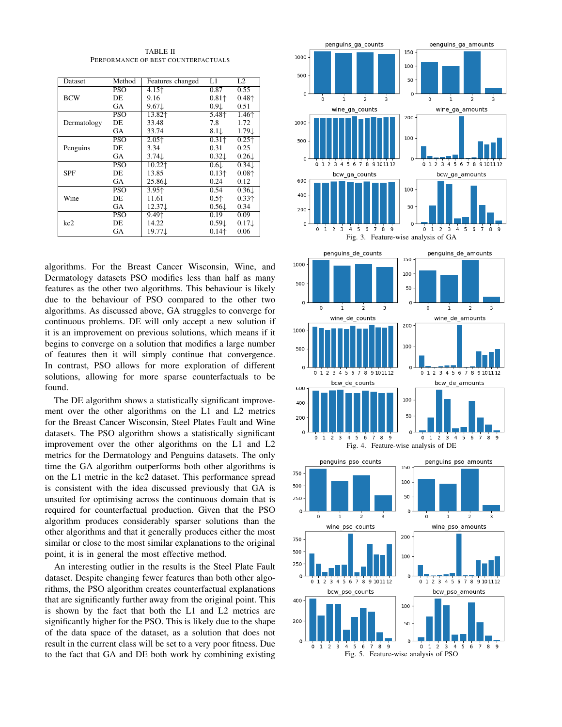TABLE II
PERFORMANCE OF BEST COUNTERFACTUALS

| Dataset | Method | Features changed | L1 | L2 |
|---|---|---|---|---|
| BCW | PSO | 4.15↑ | 0.87 | 0.55 |
| | DE | 9.16 | 0.81↑ | 0.48↑ |
| | GA | 9.67↓ | 0.9↓ | 0.51 |
| Dermatology | PSO | 13.82↑ | 5.48↑ | 1.46↑ |
| | DE | 33.48 | 7.8 | 1.72 |
| | GA | 33.74 | 8.1↓ | 1.79↓ |
| Penguins | PSO | 2.05↑ | 0.31↑ | 0.25↑ |
| | DE | 3.34 | 0.31 | 0.25 |
| | GA | 3.74↓ | 0.32↓ | 0.26↓ |
| SPF | PSO | 10.22↑ | 0.6↓ | 0.34↓ |
| | DE | 13.85 | 0.13↑ | 0.08↑ |
| | GA | 25.86↓ | 0.24 | 0.12 |
| Wine | PSO | 3.95↑ | 0.54 | 0.36↓ |
| | DE | 11.61 | 0.5↑ | 0.33↑ |
| | GA | 12.37↓ | 0.56↓ | 0.34 |
| kc2 | PSO | 9.49↑ | 0.19 | 0.09 |
| | DE | 14.22 | 0.59↓ | 0.17↓ |
| | GA | 19.77↓ | 0.14↑ | 0.06 |

algorithms. For the Breast Cancer Wisconsin, Wine, and Dermatology datasets PSO modifies less than half as many features as the other two algorithms. This behaviour is likely due to the behaviour of PSO compared to the other two algorithms. As discussed above, GA struggles to converge for continuous problems. DE will only accept a new solution if it is an improvement on previous solutions, which means if it begins to converge on a solution that modifies a large number of features then it will simply continue that convergence. In contrast, PSO allows for more exploration of different solutions, allowing for more sparse counterfactuals to be found.

The DE algorithm shows a statistically significant improvement over the other algorithms on the L1 and L2 metrics for the Breast Cancer Wisconsin, Steel Plates Fault and Wine datasets. The PSO algorithm shows a statistically significant improvement over the other algorithms on the L1 and L2 metrics for the Dermatology and Penguins datasets. The only time the GA algorithm outperforms both other algorithms is on the L1 metric in the kc2 dataset. This performance spread is consistent with the idea discussed previously that GA is unsuited for optimising across the continuous domain that is required for counterfactual production. Given that the PSO algorithm produces considerably sparser solutions than the other algorithms and that it generally produces either the most similar or close to the most similar explanations to the original point, it is in general the most effective method.

An interesting outlier in the results is the Steel Plate Fault dataset. Despite changing fewer features than both other algorithms, the PSO algorithm creates counterfactual explanations that are significantly further away from the original point. This is shown by the fact that both the L1 and L2 metrics are significantly higher for the PSO. This is likely due to the shape of the data space of the dataset, as a solution that does not result in the current class will be set to a very poor fitness. Due to the fact that GA and DE both work by combining existing

Fig. 3. Feature-wise analysis of GA

Fig. 4. Feature-wise analysis of DE

Fig. 5. Feature-wise analysis of PSO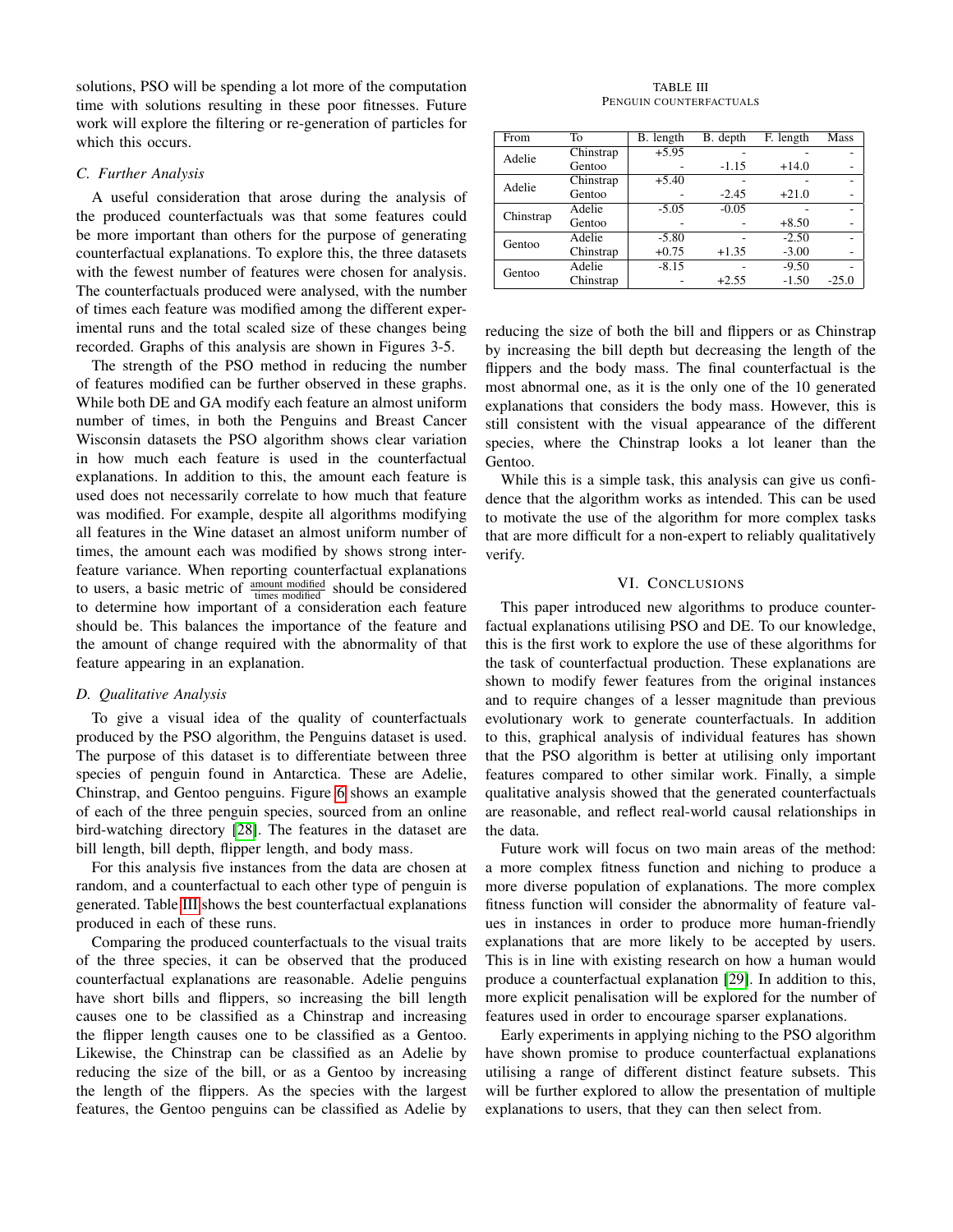solutions, PSO will be spending a lot more of the computation time with solutions resulting in these poor fitnesses. Future work will explore the filtering or re-generation of particles for which this occurs.

### C. Further Analysis

A useful consideration that arose during the analysis of the produced counterfactuals was that some features could be more important than others for the purpose of generating counterfactual explanations. To explore this, the three datasets with the fewest number of features were chosen for analysis. The counterfactuals produced were analysed, with the number of times each feature was modified among the different experimental runs and the total scaled size of these changes being recorded. Graphs of this analysis are shown in Figures 3-5.

The strength of the PSO method in reducing the number of features modified can be further observed in these graphs. While both DE and GA modify each feature an almost uniform number of times, in both the Penguins and Breast Cancer Wisconsin datasets the PSO algorithm shows clear variation in how much each feature is used in the counterfactual explanations. In addition to this, the amount each feature is used does not necessarily correlate to how much that feature was modified. For example, despite all algorithms modifying all features in the Wine dataset an almost uniform number of times, the amount each was modified by shows strong inter-feature variance. When reporting counterfactual explanations to users, a basic metric of $\frac{\text{amount modified}}{\text{times modified}}$ should be considered to determine how important of a consideration each feature should be. This balances the importance of the feature and the amount of change required with the abnormality of that feature appearing in an explanation.

### D. Qualitative Analysis

To give a visual idea of the quality of counterfactuals produced by the PSO algorithm, the Penguins dataset is used. The purpose of this dataset is to differentiate between three species of penguin found in Antarctica. These are Adelie, Chinstrap, and Gentoo penguins. Figure 6 shows an example of each of the three penguin species, sourced from an online bird-watching directory [28]. The features in the dataset are bill length, bill depth, flipper length, and body mass.

For this analysis five instances from the data are chosen at random, and a counterfactual to each other type of penguin is generated. Table III shows the best counterfactual explanations produced in each of these runs.

TABLE III
PENGUIN COUNTERFACTUALS

| From | To | B. length | B. depth | F. length | Mass |
|---|---|---|---|---|---|
| Adelie | Chinstrap | +5.95 | - | - | - |
| | Gentoo | - | -1.15 | +14.0 | - |
| Adelie | Chinstrap | +5.40 | - | - | - |
| | Gentoo | - | -2.45 | +21.0 | - |
| Chinstrap | Adelie | -5.05 | -0.05 | - | - |
| | Gentoo | - | - | +8.50 | - |
| Gentoo | Adelie | -5.80 | - | -2.50 | - |
| | Chinstrap | +0.75 | +1.35 | -3.00 | - |
| Gentoo | Adelie | -8.15 | - | -9.50 | - |
| | Chinstrap | - | +2.55 | -1.50 | -25.0 |

Comparing the produced counterfactuals to the visual traits of the three species, it can be observed that the produced counterfactual explanations are reasonable. Adelie penguins have short bills and flippers, so increasing the bill length causes one to be classified as a Chinstrap and increasing the flipper length causes one to be classified as a Gentoo. Likewise, the Chinstrap can be classified as an Adelie by reducing the size of the bill, or as a Gentoo by increasing the length of the flippers. As the species with the largest features, the Gentoo penguins can be classified as Adelie by reducing the size of both the bill and flippers or as Chinstrap by increasing the bill depth but decreasing the length of the flippers and the body mass. The final counterfactual is the most abnormal one, as it is the only one of the 10 generated explanations that considers the body mass. However, this is still consistent with the visual appearance of the different species, where the Chinstrap looks a lot leaner than the Gentoo.

While this is a simple task, this analysis can give us confidence that the algorithm works as intended. This can be used to motivate the use of the algorithm for more complex tasks that are more difficult for a non-expert to reliably qualitatively verify.

## VI. Conclusions

This paper introduced new algorithms to produce counterfactual explanations utilising PSO and DE. To our knowledge, this is the first work to explore the use of these algorithms for the task of counterfactual production. These explanations are shown to modify fewer features from the original instances and to require changes of a lesser magnitude than previous evolutionary work to generate counterfactuals. In addition to this, graphical analysis of individual features has shown that the PSO algorithm is better at utilising only important features compared to other similar work. Finally, a simple qualitative analysis showed that the generated counterfactuals are reasonable, and reflect real-world causal relationships in the data.

Future work will focus on two main areas of the method: a more complex fitness function and niching to produce a more diverse population of explanations. The more complex fitness function will consider the abnormality of feature values in instances in order to produce more human-friendly explanations that are more likely to be accepted by users. This is in line with existing research on how a human would produce a counterfactual explanation [29]. In addition to this, more explicit penalisation will be explored for the number of features used in order to encourage sparser explanations.

Early experiments in applying niching to the PSO algorithm have shown promise to produce counterfactual explanations utilising a range of different distinct feature subsets. This will be further explored to allow the presentation of multiple explanations to users, that they can then select from.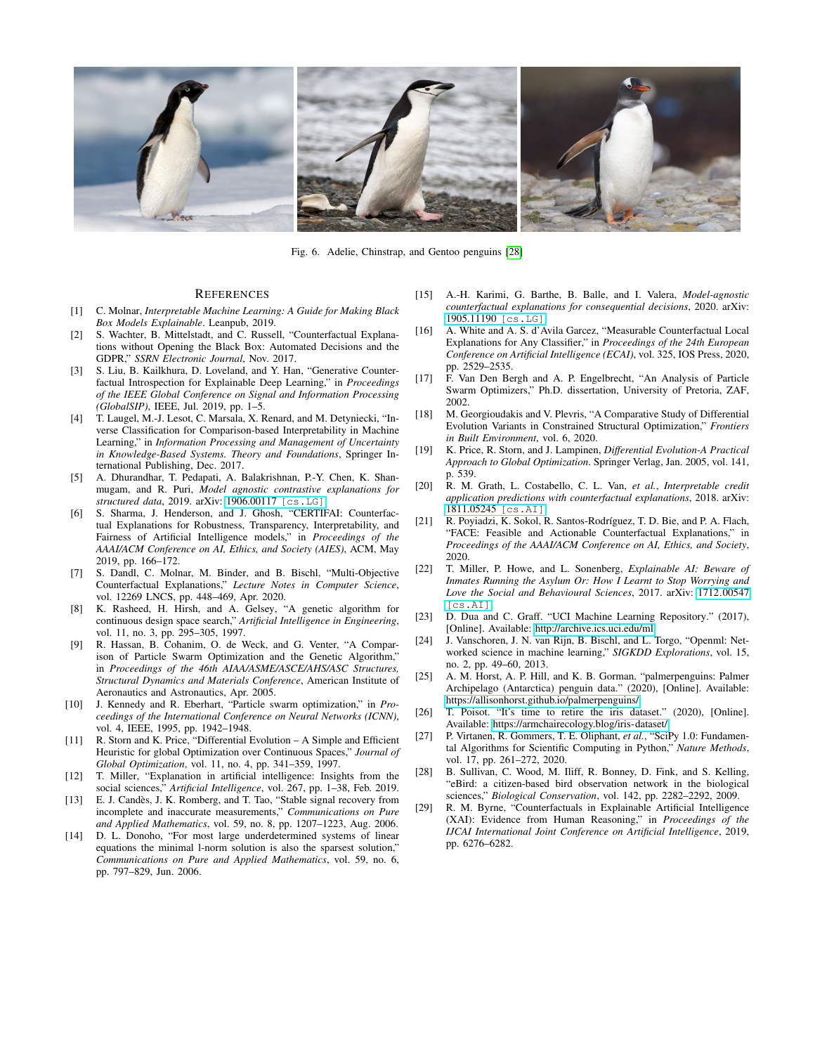Fig. 6. Adelie, Chinstrap, and Gentoo penguins [28]

## References

[1] C. Molnar, *Interpretable Machine Learning: A Guide for Making Black Box Models Explainable*. Leanpub, 2019.

[2] S. Wachter, B. Mittelstadt, and C. Russell, "Counterfactual Explanations without Opening the Black Box: Automated Decisions and the GDPR," *SSRN Electronic Journal*, Nov. 2017.

[3] S. Liu, B. Kailkhura, D. Loveland, and Y. Han, "Generative Counterfactual Introspection for Explainable Deep Learning," in *Proceedings of the IEEE Global Conference on Signal and Information Processing (GlobalSIP)*, IEEE, Jul. 2019, pp. 1–5.

[4] T. Laugel, M.-J. Lesot, C. Marsala, X. Renard, and M. Detyniecki, "Inverse Classification for Comparison-based Interpretability in Machine Learning," in *Information Processing and Management of Uncertainty in Knowledge-Based Systems. Theory and Foundations*, Springer International Publishing, Dec. 2017.

[5] A. Dhurandhar, T. Pedapati, A. Balakrishnan, P.-Y. Chen, K. Shanmugam, and R. Puri, *Model agnostic contrastive explanations for structured data*, 2019. arXiv: 1906.00117 [cs.LG].

[6] S. Sharma, J. Henderson, and J. Ghosh, "CERTIFAI: Counterfactual Explanations for Robustness, Transparency, Interpretability, and Fairness of Artificial Intelligence models," in *Proceedings of the AAAI/ACM Conference on AI, Ethics, and Society (AIES)*, ACM, May 2019, pp. 166–172.

[7] S. Dandl, C. Molnar, M. Binder, and B. Bischl, "Multi-Objective Counterfactual Explanations," *Lecture Notes in Computer Science*, vol. 12269 LNCS, pp. 448–469, Apr. 2020.

[8] K. Rasheed, H. Hirsh, and A. Gelsey, "A genetic algorithm for continuous design space search," *Artificial Intelligence in Engineering*, vol. 11, no. 3, pp. 295–305, 1997.

[9] R. Hassan, B. Cohanim, O. de Weck, and G. Venter, "A Comparison of Particle Swarm Optimization and the Genetic Algorithm," in *Proceedings of the 46th AIAA/ASME/ASCE/AHS/ASC Structures, Structural Dynamics and Materials Conference*, American Institute of Aeronautics and Astronautics, Apr. 2005.

[10] J. Kennedy and R. Eberhart, "Particle swarm optimization," in *Proceedings of the International Conference on Neural Networks (ICNN)*, vol. 4, IEEE, 1995, pp. 1942–1948.

[11] R. Storn and K. Price, "Differential Evolution – A Simple and Efficient Heuristic for global Optimization over Continuous Spaces," *Journal of Global Optimization*, vol. 11, no. 4, pp. 341–359, 1997.

[12] T. Miller, "Explanation in artificial intelligence: Insights from the social sciences," *Artificial Intelligence*, vol. 267, pp. 1–38, Feb. 2019.

[13] E. J. Candès, J. K. Romberg, and T. Tao, "Stable signal recovery from incomplete and inaccurate measurements," *Communications on Pure and Applied Mathematics*, vol. 59, no. 8, pp. 1207–1223, Aug. 2006.

[14] D. L. Donoho, "For most large underdetermined systems of linear equations the minimal l-norm solution is also the sparsest solution," *Communications on Pure and Applied Mathematics*, vol. 59, no. 6, pp. 797–829, Jun. 2006.

[15] A.-H. Karimi, G. Barthe, B. Balle, and I. Valera, *Model-agnostic counterfactual explanations for consequential decisions*, 2020. arXiv: 1905.11190 [cs.LG].

[16] A. White and A. S. d'Avila Garcez, "Measurable Counterfactual Local Explanations for Any Classifier," in *Proceedings of the 24th European Conference on Artificial Intelligence (ECAI)*, vol. 325, IOS Press, 2020, pp. 2529–2535.

[17] F. Van Den Bergh and A. P. Engelbrecht, "An Analysis of Particle Swarm Optimizers," Ph.D. dissertation, University of Pretoria, ZAF, 2002.

[18] M. Georgioudakis and V. Plevris, "A Comparative Study of Differential Evolution Variants in Constrained Structural Optimization," *Frontiers in Built Environment*, vol. 6, 2020.

[19] K. Price, R. Storn, and J. Lampinen, *Differential Evolution-A Practical Approach to Global Optimization*. Springer Verlag, Jan. 2005, vol. 141, p. 539.

[20] R. M. Grath, L. Costabello, C. L. Van, *et al.*, *Interpretable credit application predictions with counterfactual explanations*, 2018. arXiv: 1811.05245 [cs.AI].

[21] R. Poyiadzi, K. Sokol, R. Santos-Rodríguez, T. D. Bie, and P. A. Flach, "FACE: Feasible and Actionable Counterfactual Explanations," in *Proceedings of the AAAI/ACM Conference on AI, Ethics, and Society*, 2020.

[22] T. Miller, P. Howe, and L. Sonenberg, *Explainable AI: Beware of Inmates Running the Asylum Or: How I Learnt to Stop Worrying and Love the Social and Behavioural Sciences*, 2017. arXiv: 1712.00547 [cs.AI].

[23] D. Dua and C. Graff. "UCI Machine Learning Repository." (2017), [Online]. Available: http://archive.ics.uci.edu/ml.

[24] J. Vanschoren, J. N. van Rijn, B. Bischl, and L. Torgo, "Openml: Networked science in machine learning," *SIGKDD Explorations*, vol. 15, no. 2, pp. 49–60, 2013.

[25] A. M. Horst, A. P. Hill, and K. B. Gorman. "palmerpenguins: Palmer Archipelago (Antarctica) penguin data." (2020), [Online]. Available: https://allisonhorst.github.io/palmerpenguins/.

[26] T. Poisot. "It's time to retire the iris dataset." (2020), [Online]. Available: https://armchairecology.blog/iris-dataset/.

[27] P. Virtanen, R. Gommers, T. E. Oliphant, *et al.*, "SciPy 1.0: Fundamental Algorithms for Scientific Computing in Python," *Nature Methods*, vol. 17, pp. 261–272, 2020.

[28] B. Sullivan, C. Wood, M. Iliff, R. Bonney, D. Fink, and S. Kelling, "eBird: a citizen-based bird observation network in the biological sciences," *Biological Conservation*, vol. 142, pp. 2282–2292, 2009.

[29] R. M. Byrne, "Counterfactuals in Explainable Artificial Intelligence (XAI): Evidence from Human Reasoning," in *Proceedings of the IJCAI International Joint Conference on Artificial Intelligence*, 2019, pp. 6276–6282.